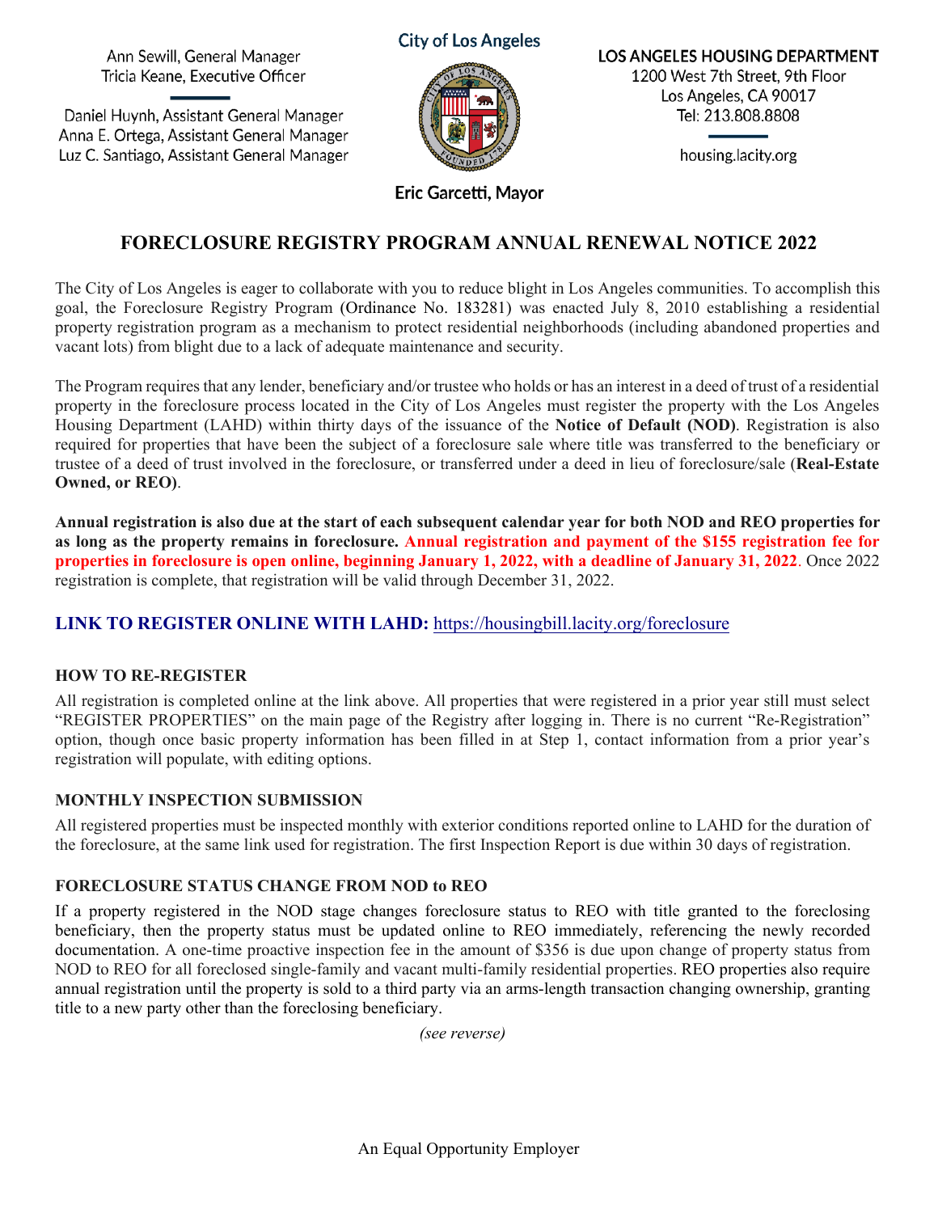Ann Sewill, General Manager
Tricia Keane, Executive Officer

Daniel Huynh, Assistant General Manager
Anna E. Ortega, Assistant General Manager
Luz C. Santiago, Assistant General Manager

**City of Los Angeles**

**Eric Garcetti, Mayor**

**LOS ANGELES HOUSING DEPARTMENT**
1200 West 7th Street, 9th Floor
Los Angeles, CA 90017
Tel: 213.808.8808

housing.lacity.org

# FORECLOSURE REGISTRY PROGRAM ANNUAL RENEWAL NOTICE 2022

The City of Los Angeles is eager to collaborate with you to reduce blight in Los Angeles communities. To accomplish this goal, the Foreclosure Registry Program (Ordinance No. 183281) was enacted July 8, 2010 establishing a residential property registration program as a mechanism to protect residential neighborhoods (including abandoned properties and vacant lots) from blight due to a lack of adequate maintenance and security.

The Program requires that any lender, beneficiary and/or trustee who holds or has an interest in a deed of trust of a residential property in the foreclosure process located in the City of Los Angeles must register the property with the Los Angeles Housing Department (LAHD) within thirty days of the issuance of the **Notice of Default (NOD)**. Registration is also required for properties that have been the subject of a foreclosure sale where title was transferred to the beneficiary or trustee of a deed of trust involved in the foreclosure, or transferred under a deed in lieu of foreclosure/sale (**Real-Estate Owned, or REO)**.

**Annual registration is also due at the start of each subsequent calendar year for both NOD and REO properties for as long as the property remains in foreclosure. Annual registration and payment of the $155 registration fee for properties in foreclosure is open online, beginning January 1, 2022, with a deadline of January 31, 2022**. Once 2022 registration is complete, that registration will be valid through December 31, 2022.

## LINK TO REGISTER ONLINE WITH LAHD: https://housingbill.lacity.org/foreclosure

### HOW TO RE-REGISTER

All registration is completed online at the link above. All properties that were registered in a prior year still must select "REGISTER PROPERTIES" on the main page of the Registry after logging in. There is no current "Re-Registration" option, though once basic property information has been filled in at Step 1, contact information from a prior year's registration will populate, with editing options.

### MONTHLY INSPECTION SUBMISSION

All registered properties must be inspected monthly with exterior conditions reported online to LAHD for the duration of the foreclosure, at the same link used for registration. The first Inspection Report is due within 30 days of registration.

### FORECLOSURE STATUS CHANGE FROM NOD to REO

If a property registered in the NOD stage changes foreclosure status to REO with title granted to the foreclosing beneficiary, then the property status must be updated online to REO immediately, referencing the newly recorded documentation. A one-time proactive inspection fee in the amount of $356 is due upon change of property status from NOD to REO for all foreclosed single-family and vacant multi-family residential properties. REO properties also require annual registration until the property is sold to a third party via an arms-length transaction changing ownership, granting title to a new party other than the foreclosing beneficiary.

*(see reverse)*

An Equal Opportunity Employer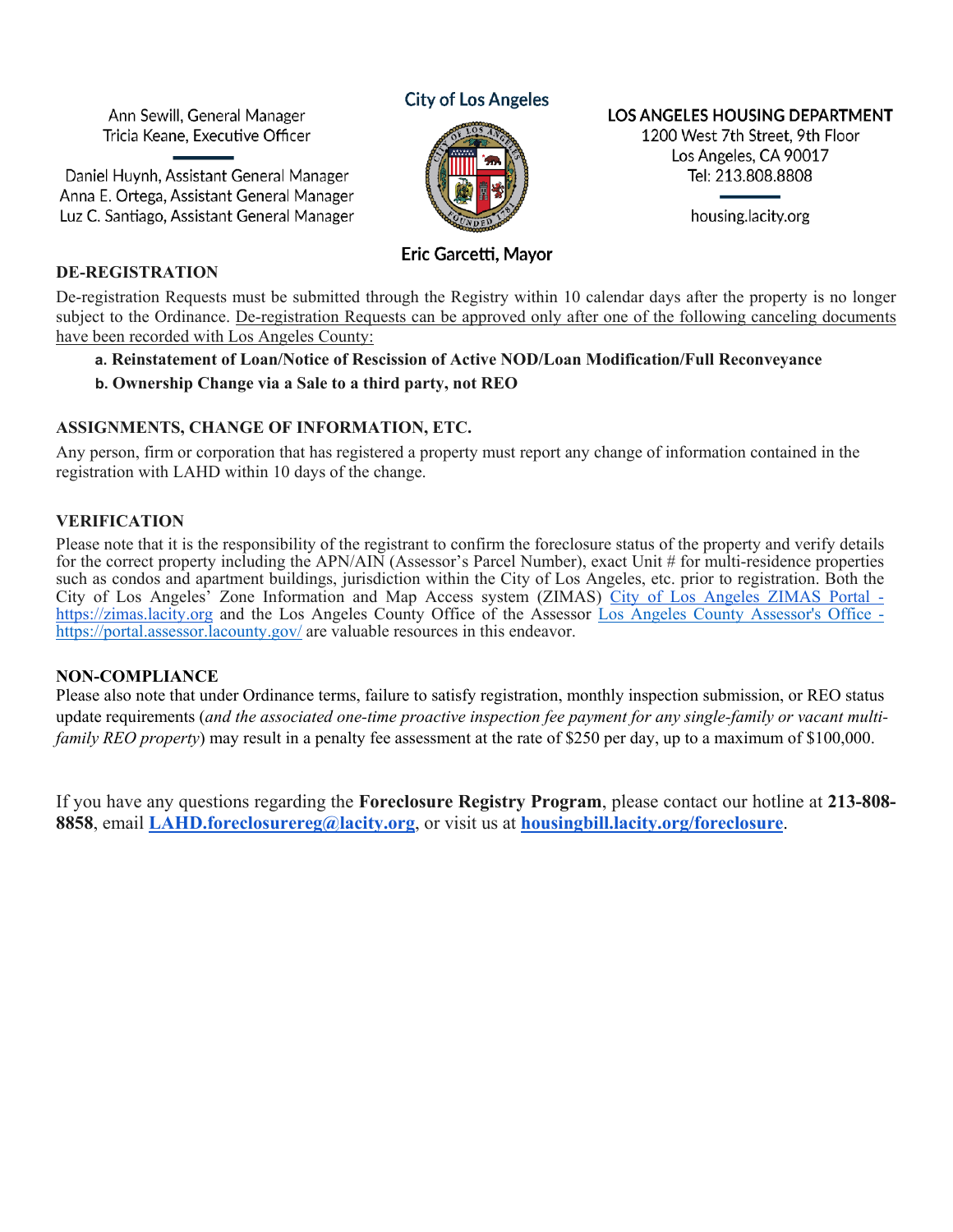Ann Sewill, General Manager
Tricia Keane, Executive Officer

Daniel Huynh, Assistant General Manager
Anna E. Ortega, Assistant General Manager
Luz C. Santiago, Assistant General Manager

City of Los Angeles

Eric Garcetti, Mayor

**LOS ANGELES HOUSING DEPARTMENT**
1200 West 7th Street, 9th Floor
Los Angeles, CA 90017
Tel: 213.808.8808

housing.lacity.org

## DE-REGISTRATION

De-registration Requests must be submitted through the Registry within 10 calendar days after the property is no longer subject to the Ordinance. De-registration Requests can be approved only after one of the following canceling documents have been recorded with Los Angeles County:

a. **Reinstatement of Loan/Notice of Rescission of Active NOD/Loan Modification/Full Reconveyance**

b. **Ownership Change via a Sale to a third party, not REO**

## ASSIGNMENTS, CHANGE OF INFORMATION, ETC.

Any person, firm or corporation that has registered a property must report any change of information contained in the registration with LAHD within 10 days of the change.

## VERIFICATION

Please note that it is the responsibility of the registrant to confirm the foreclosure status of the property and verify details for the correct property including the APN/AIN (Assessor's Parcel Number), exact Unit # for multi-residence properties such as condos and apartment buildings, jurisdiction within the City of Los Angeles, etc. prior to registration. Both the City of Los Angeles' Zone Information and Map Access system (ZIMAS) City of Los Angeles ZIMAS Portal - https://zimas.lacity.org and the Los Angeles County Office of the Assessor Los Angeles County Assessor's Office - https://portal.assessor.lacounty.gov/ are valuable resources in this endeavor.

## NON-COMPLIANCE

Please also note that under Ordinance terms, failure to satisfy registration, monthly inspection submission, or REO status update requirements (*and the associated one-time proactive inspection fee payment for any single-family or vacant multi-family REO property*) may result in a penalty fee assessment at the rate of $250 per day, up to a maximum of $100,000.

If you have any questions regarding the **Foreclosure Registry Program**, please contact our hotline at **213-808-8858**, email **LAHD.foreclosurereg@lacity.org**, or visit us at **housingbill.lacity.org/foreclosure**.